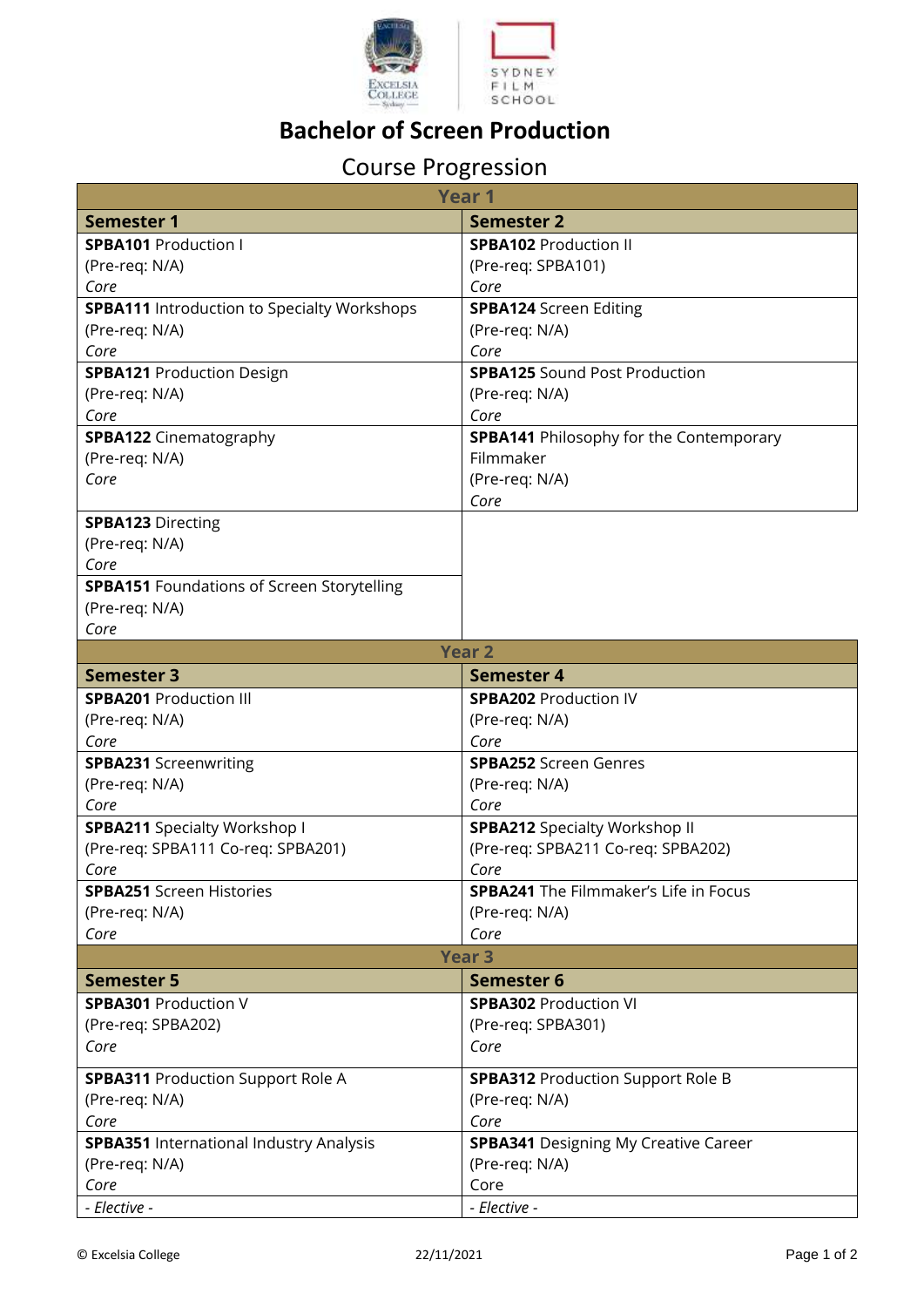# Bachelor of Screen Production

## Course Progression

| Year 1 | |
|---|---|
| **Semester 1** | **Semester 2** |
| **SPBA101** Production I<br>(Pre-req: N/A)<br>*Core* | **SPBA102** Production II<br>(Pre-req: SPBA101)<br>*Core* |
| **SPBA111** Introduction to Specialty Workshops<br>(Pre-req: N/A)<br>*Core* | **SPBA124** Screen Editing<br>(Pre-req: N/A)<br>*Core* |
| **SPBA121** Production Design<br>(Pre-req: N/A)<br>*Core* | **SPBA125** Sound Post Production<br>(Pre-req: N/A)<br>*Core* |
| **SPBA122** Cinematography<br>(Pre-req: N/A)<br>*Core* | **SPBA141** Philosophy for the Contemporary Filmmaker<br>(Pre-req: N/A)<br>*Core* |
| **SPBA123** Directing<br>(Pre-req: N/A)<br>*Core* | |
| **SPBA151** Foundations of Screen Storytelling<br>(Pre-req: N/A)<br>*Core* | |
| **Year 2** | |
| **Semester 3** | **Semester 4** |
| **SPBA201** Production III<br>(Pre-req: N/A)<br>*Core* | **SPBA202** Production IV<br>(Pre-req: N/A)<br>*Core* |
| **SPBA231** Screenwriting<br>(Pre-req: N/A)<br>*Core* | **SPBA252** Screen Genres<br>(Pre-req: N/A)<br>*Core* |
| **SPBA211** Specialty Workshop I<br>(Pre-req: SPBA111 Co-req: SPBA201)<br>*Core* | **SPBA212** Specialty Workshop II<br>(Pre-req: SPBA211 Co-req: SPBA202)<br>*Core* |
| **SPBA251** Screen Histories<br>(Pre-req: N/A)<br>*Core* | **SPBA241** The Filmmaker's Life in Focus<br>(Pre-req: N/A)<br>*Core* |
| **Year 3** | |
| **Semester 5** | **Semester 6** |
| **SPBA301** Production V<br>(Pre-req: SPBA202)<br>*Core* | **SPBA302** Production VI<br>(Pre-req: SPBA301)<br>*Core* |
| **SPBA311** Production Support Role A<br>(Pre-req: N/A)<br>*Core* | **SPBA312** Production Support Role B<br>(Pre-req: N/A)<br>*Core* |
| **SPBA351** International Industry Analysis<br>(Pre-req: N/A)<br>*Core* | **SPBA341** Designing My Creative Career<br>(Pre-req: N/A)<br>Core |
| *- Elective -* | *- Elective -* |

© Excelsia College 22/11/2021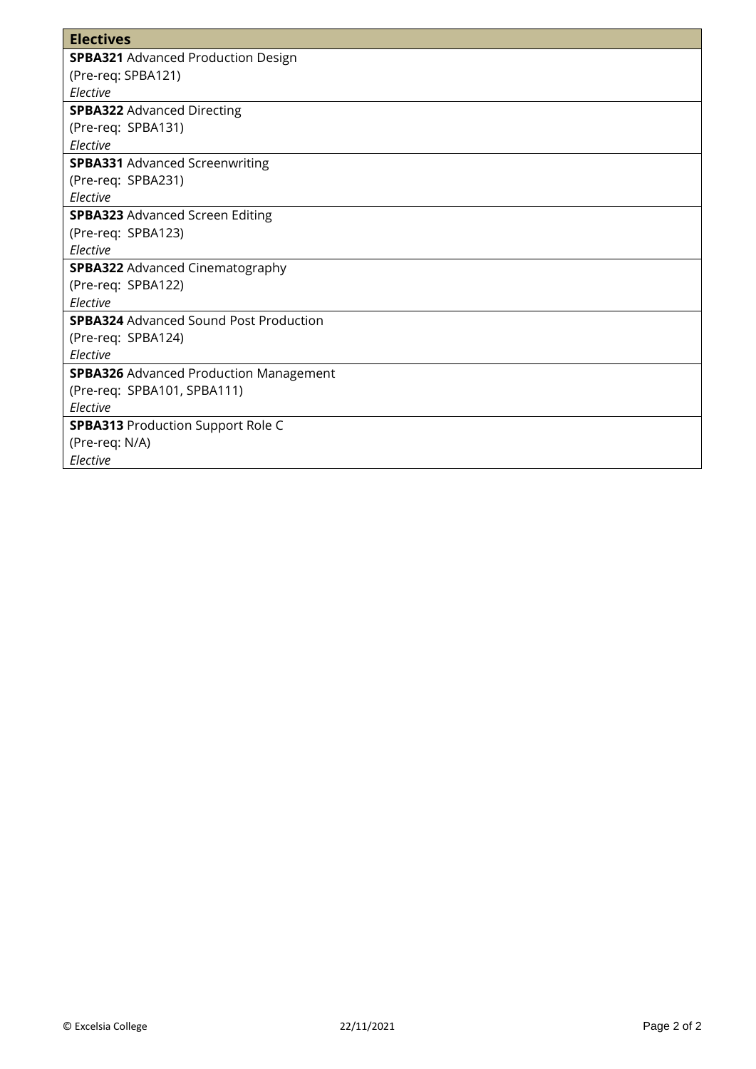| Electives |
| --- |
| **SPBA321** Advanced Production Design<br>(Pre-req: SPBA121)<br>*Elective* |
| **SPBA322** Advanced Directing<br>(Pre-req: SPBA131)<br>*Elective* |
| **SPBA331** Advanced Screenwriting<br>(Pre-req: SPBA231)<br>*Elective* |
| **SPBA323** Advanced Screen Editing<br>(Pre-req: SPBA123)<br>*Elective* |
| **SPBA322** Advanced Cinematography<br>(Pre-req: SPBA122)<br>*Elective* |
| **SPBA324** Advanced Sound Post Production<br>(Pre-req: SPBA124)<br>*Elective* |
| **SPBA326** Advanced Production Management<br>(Pre-req: SPBA101, SPBA111)<br>*Elective* |
| **SPBA313** Production Support Role C<br>(Pre-req: N/A)<br>*Elective* |

© Excelsia College 22/11/2021